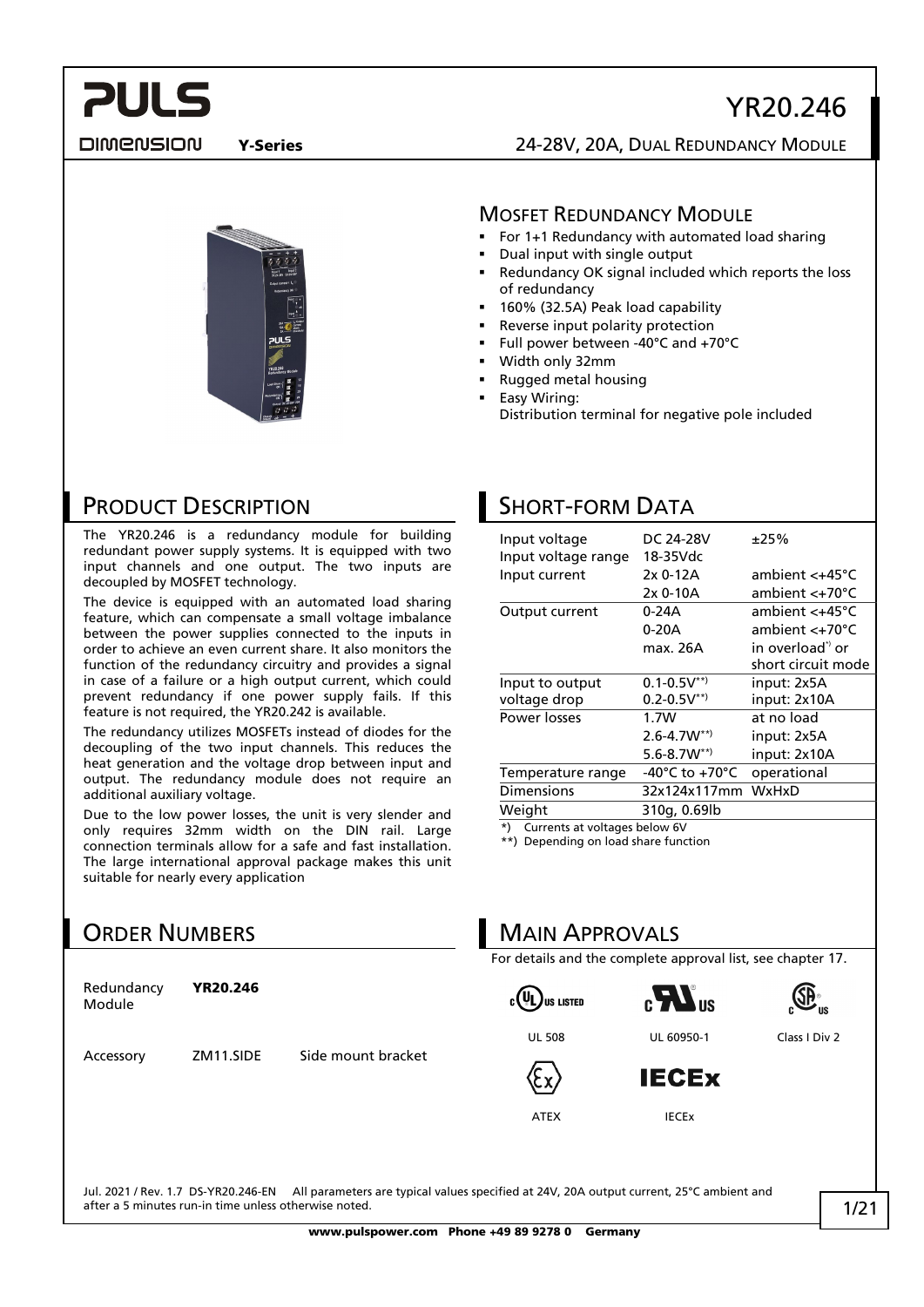# YR20.246

**Y-Series** 24-28V, 20A, DUAL REDUNDANCY MODULE

## MOSFET REDUNDANCY MODULE

- For 1+1 Redundancy with automated load sharing
- Dual input with single output
- Redundancy OK signal included which reports the loss of redundancy
- 160% (32.5A) Peak load capability
- Reverse input polarity protection
- Full power between -40°C and +70°C
- Width only 32mm
- Rugged metal housing
- Easy Wiring:
  Distribution terminal for negative pole included

## PRODUCT DESCRIPTION

The YR20.246 is a redundancy module for building redundant power supply systems. It is equipped with two input channels and one output. The two inputs are decoupled by MOSFET technology.

The device is equipped with an automated load sharing feature, which can compensate a small voltage imbalance between the power supplies connected to the inputs in order to achieve an even current share. It also monitors the function of the redundancy circuitry and provides a signal in case of a failure or a high output current, which could prevent redundancy if one power supply fails. If this feature is not required, the YR20.242 is available.

The redundancy utilizes MOSFETs instead of diodes for the decoupling of the two input channels. This reduces the heat generation and the voltage drop between input and output. The redundancy module does not require an additional auxiliary voltage.

Due to the low power losses, the unit is very slender and only requires 32mm width on the DIN rail. Large connection terminals allow for a safe and fast installation. The large international approval package makes this unit suitable for nearly every application

## SHORT-FORM DATA

| | | |
|---|---|---|
| Input voltage | DC 24-28V | ±25% |
| Input voltage range | 18-35Vdc | |
| Input current | 2x 0-12A | ambient <+45°C |
| | 2x 0-10A | ambient <+70°C |
| Output current | 0-24A | ambient <+45°C |
| | 0-20A | ambient <+70°C |
| | max. 26A | in overload*) or short circuit mode |
| Input to output voltage drop | 0.1-0.5V**) | input: 2x5A |
| | 0.2-0.5V**) | input: 2x10A |
| Power losses | 1.7W | at no load |
| | 2.6-4.7W**) | input: 2x5A |
| | 5.6-8.7W**) | input: 2x10A |
| Temperature range | -40°C to +70°C | operational |
| Dimensions | 32x124x117mm | WxHxD |
| Weight | 310g, 0.69lb | |

*) Currents at voltages below 6V
**) Depending on load share function

## ORDER NUMBERS

| | | |
|---|---|---|
| Redundancy Module | **YR20.246** | |
| Accessory | ZM11.SIDE | Side mount bracket |

## MAIN APPROVALS

For details and the complete approval list, see chapter 17.

UL 508 — UL 60950-1 — Class I Div 2 — ATEX — IECEx

Jul. 2021 / Rev. 1.7 DS-YR20.246-EN All parameters are typical values specified at 24V, 20A output current, 25°C ambient and after a 5 minutes run-in time unless otherwise noted.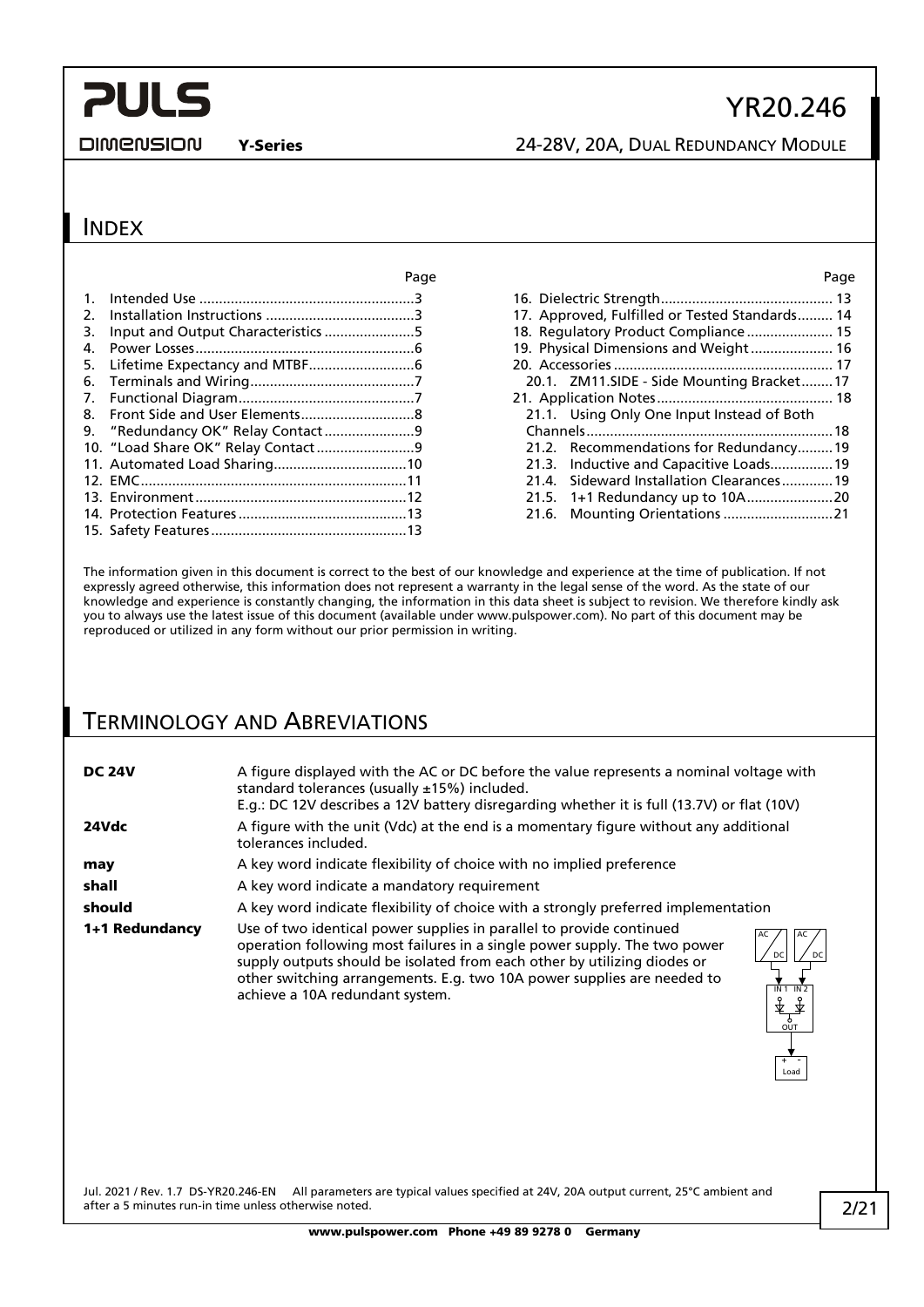## INDEX

| | Page |
|---|---|
| 1. Intended Use | 3 |
| 2. Installation Instructions | 3 |
| 3. Input and Output Characteristics | 5 |
| 4. Power Losses | 6 |
| 5. Lifetime Expectancy and MTBF | 6 |
| 6. Terminals and Wiring | 7 |
| 7. Functional Diagram | 7 |
| 8. Front Side and User Elements | 8 |
| 9. "Redundancy OK" Relay Contact | 9 |
| 10. "Load Share OK" Relay Contact | 9 |
| 11. Automated Load Sharing | 10 |
| 12. EMC | 11 |
| 13. Environment | 12 |
| 14. Protection Features | 13 |
| 15. Safety Features | 13 |
| 16. Dielectric Strength | 13 |
| 17. Approved, Fulfilled or Tested Standards | 14 |
| 18. Regulatory Product Compliance | 15 |
| 19. Physical Dimensions and Weight | 16 |
| 20. Accessories | 17 |
| 20.1. ZM11.SIDE - Side Mounting Bracket | 17 |
| 21. Application Notes | 18 |
| 21.1. Using Only One Input Instead of Both Channels | 18 |
| 21.2. Recommendations for Redundancy | 19 |
| 21.3. Inductive and Capacitive Loads | 19 |
| 21.4. Sideward Installation Clearances | 19 |
| 21.5. 1+1 Redundancy up to 10A | 20 |
| 21.6. Mounting Orientations | 21 |

The information given in this document is correct to the best of our knowledge and experience at the time of publication. If not expressly agreed otherwise, this information does not represent a warranty in the legal sense of the word. As the state of our knowledge and experience is constantly changing, the information in this data sheet is subject to revision. We therefore kindly ask you to always use the latest issue of this document (available under www.pulspower.com). No part of this document may be reproduced or utilized in any form without our prior permission in writing.

## TERMINOLOGY AND ABREVIATIONS

| | |
|---|---|
| **DC 24V** | A figure displayed with the AC or DC before the value represents a nominal voltage with standard tolerances (usually ±15%) included. E.g.: DC 12V describes a 12V battery disregarding whether it is full (13.7V) or flat (10V) |
| **24Vdc** | A figure with the unit (Vdc) at the end is a momentary figure without any additional tolerances included. |
| **may** | A key word indicate flexibility of choice with no implied preference |
| **shall** | A key word indicate a mandatory requirement |
| **should** | A key word indicate flexibility of choice with a strongly preferred implementation |
| **1+1 Redundancy** | Use of two identical power supplies in parallel to provide continued operation following most failures in a single power supply. The two power supply outputs should be isolated from each other by utilizing diodes or other switching arrangements. E.g. two 10A power supplies are needed to achieve a 10A redundant system. |

Jul. 2021 / Rev. 1.7 DS-YR20.246-EN All parameters are typical values specified at 24V, 20A output current, 25°C ambient and after a 5 minutes run-in time unless otherwise noted.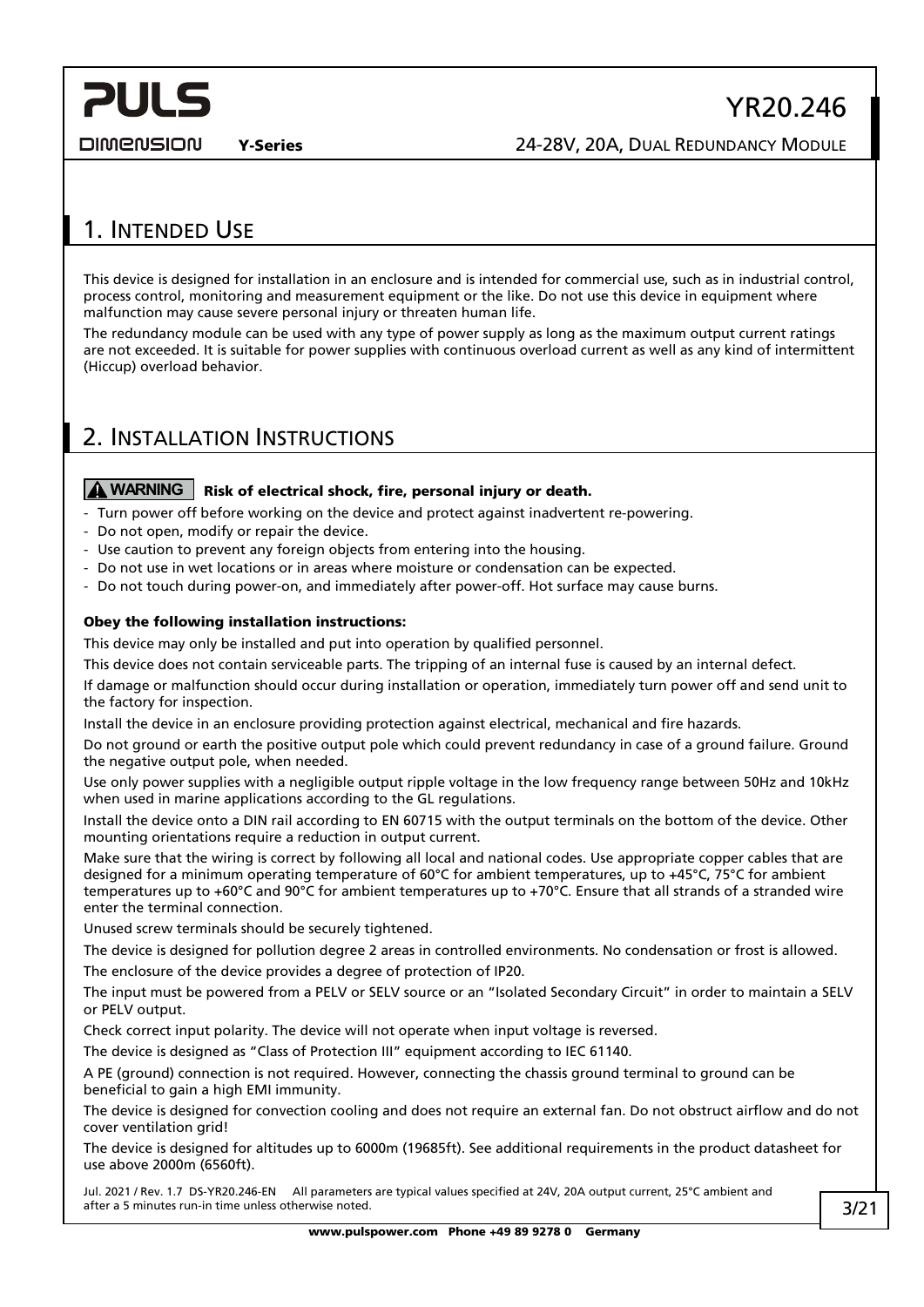## 1. Intended Use

This device is designed for installation in an enclosure and is intended for commercial use, such as in industrial control, process control, monitoring and measurement equipment or the like. Do not use this device in equipment where malfunction may cause severe personal injury or threaten human life.

The redundancy module can be used with any type of power supply as long as the maximum output current ratings are not exceeded. It is suitable for power supplies with continuous overload current as well as any kind of intermittent (Hiccup) overload behavior.

## 2. Installation Instructions

**WARNING** **Risk of electrical shock, fire, personal injury or death.**

- Turn power off before working on the device and protect against inadvertent re-powering.
- Do not open, modify or repair the device.
- Use caution to prevent any foreign objects from entering into the housing.
- Do not use in wet locations or in areas where moisture or condensation can be expected.
- Do not touch during power-on, and immediately after power-off. Hot surface may cause burns.

**Obey the following installation instructions:**

This device may only be installed and put into operation by qualified personnel.

This device does not contain serviceable parts. The tripping of an internal fuse is caused by an internal defect.

If damage or malfunction should occur during installation or operation, immediately turn power off and send unit to the factory for inspection.

Install the device in an enclosure providing protection against electrical, mechanical and fire hazards.

Do not ground or earth the positive output pole which could prevent redundancy in case of a ground failure. Ground the negative output pole, when needed.

Use only power supplies with a negligible output ripple voltage in the low frequency range between 50Hz and 10kHz when used in marine applications according to the GL regulations.

Install the device onto a DIN rail according to EN 60715 with the output terminals on the bottom of the device. Other mounting orientations require a reduction in output current.

Make sure that the wiring is correct by following all local and national codes. Use appropriate copper cables that are designed for a minimum operating temperature of 60°C for ambient temperatures, up to +45°C, 75°C for ambient temperatures up to +60°C and 90°C for ambient temperatures up to +70°C. Ensure that all strands of a stranded wire enter the terminal connection.

Unused screw terminals should be securely tightened.

The device is designed for pollution degree 2 areas in controlled environments. No condensation or frost is allowed.

The enclosure of the device provides a degree of protection of IP20.

The input must be powered from a PELV or SELV source or an "Isolated Secondary Circuit" in order to maintain a SELV or PELV output.

Check correct input polarity. The device will not operate when input voltage is reversed.

The device is designed as "Class of Protection III" equipment according to IEC 61140.

A PE (ground) connection is not required. However, connecting the chassis ground terminal to ground can be beneficial to gain a high EMI immunity.

The device is designed for convection cooling and does not require an external fan. Do not obstruct airflow and do not cover ventilation grid!

The device is designed for altitudes up to 6000m (19685ft). See additional requirements in the product datasheet for use above 2000m (6560ft).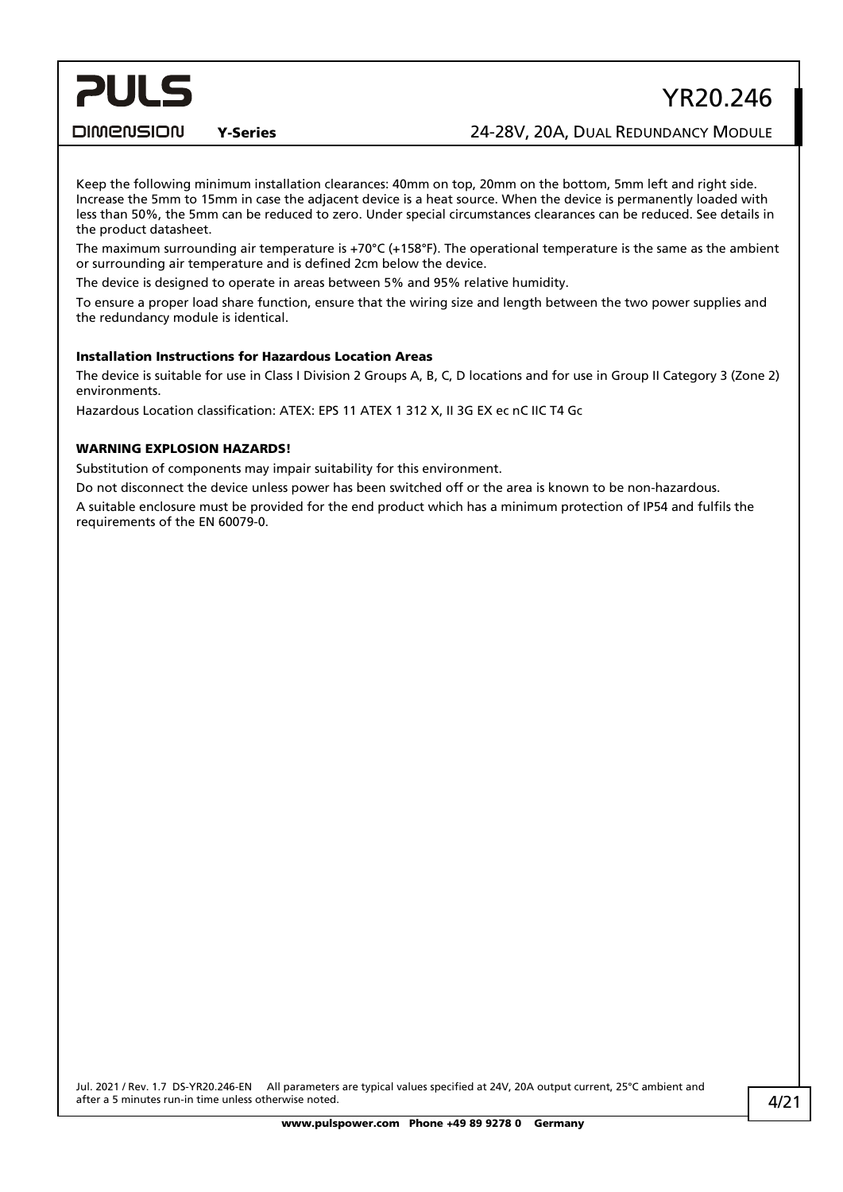Keep the following minimum installation clearances: 40mm on top, 20mm on the bottom, 5mm left and right side. Increase the 5mm to 15mm in case the adjacent device is a heat source. When the device is permanently loaded with less than 50%, the 5mm can be reduced to zero. Under special circumstances clearances can be reduced. See details in the product datasheet.

The maximum surrounding air temperature is +70°C (+158°F). The operational temperature is the same as the ambient or surrounding air temperature and is defined 2cm below the device.

The device is designed to operate in areas between 5% and 95% relative humidity.

To ensure a proper load share function, ensure that the wiring size and length between the two power supplies and the redundancy module is identical.

### Installation Instructions for Hazardous Location Areas

The device is suitable for use in Class I Division 2 Groups A, B, C, D locations and for use in Group II Category 3 (Zone 2) environments.

Hazardous Location classification: ATEX: EPS 11 ATEX 1 312 X, II 3G EX ec nC IIC T4 Gc

### WARNING EXPLOSION HAZARDS!

Substitution of components may impair suitability for this environment.

Do not disconnect the device unless power has been switched off or the area is known to be non-hazardous.

A suitable enclosure must be provided for the end product which has a minimum protection of IP54 and fulfils the requirements of the EN 60079-0.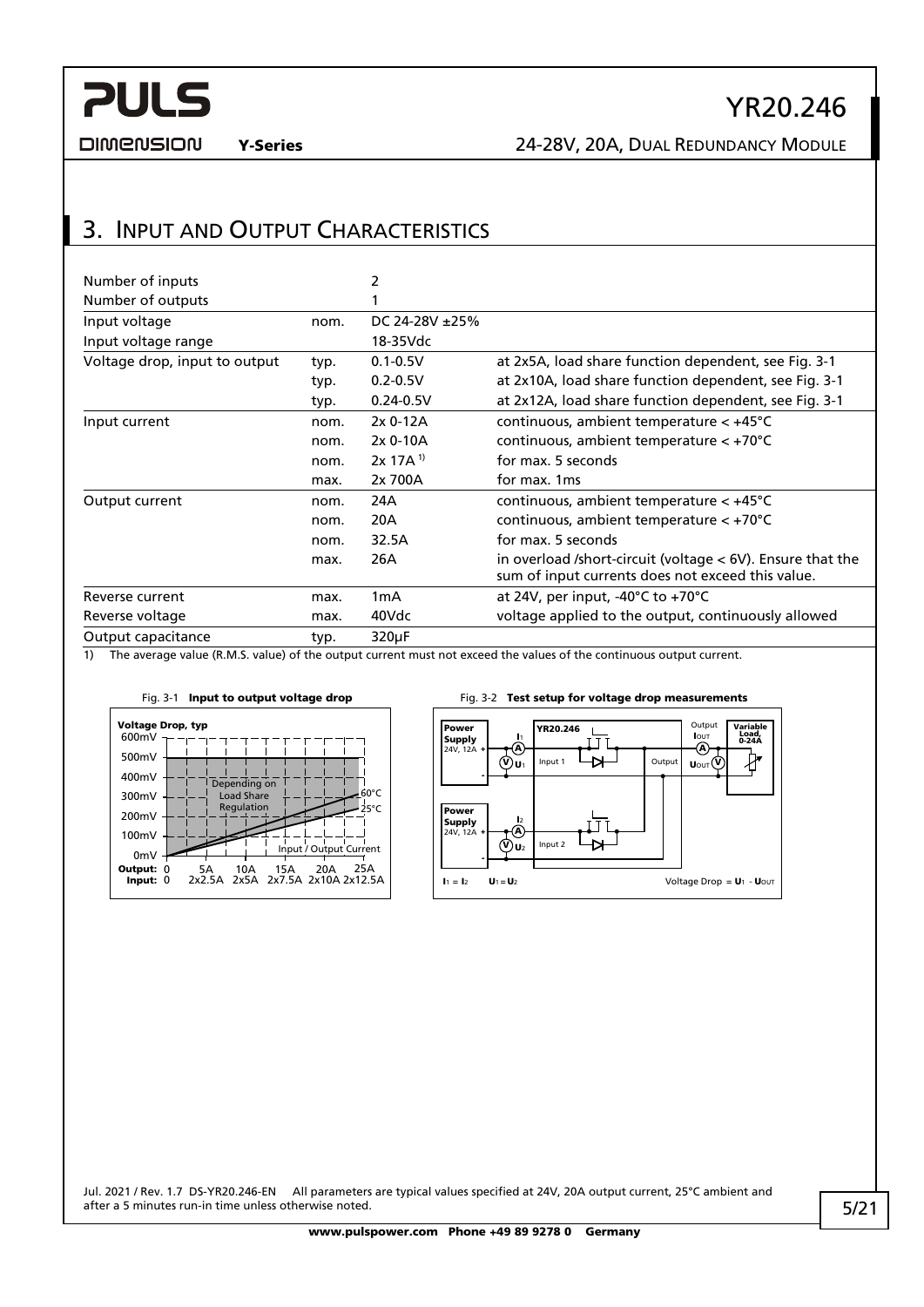## 3. Input and Output Characteristics

| | | | |
|---|---|---|---|
| Number of inputs | | 2 | |
| Number of outputs | | 1 | |
| Input voltage | nom. | DC 24-28V ±25% | |
| Input voltage range | | 18-35Vdc | |
| Voltage drop, input to output | typ. | 0.1-0.5V | at 2x5A, load share function dependent, see Fig. 3-1 |
| | typ. | 0.2-0.5V | at 2x10A, load share function dependent, see Fig. 3-1 |
| | typ. | 0.24-0.5V | at 2x12A, load share function dependent, see Fig. 3-1 |
| Input current | nom. | 2x 0-12A | continuous, ambient temperature < +45°C |
| | nom. | 2x 0-10A | continuous, ambient temperature < +70°C |
| | nom. | 2x 17A [1] | for max. 5 seconds |
| | max. | 2x 700A | for max. 1ms |
| Output current | nom. | 24A | continuous, ambient temperature < +45°C |
| | nom. | 20A | continuous, ambient temperature < +70°C |
| | nom. | 32.5A | for max. 5 seconds |
| | max. | 26A | in overload /short-circuit (voltage < 6V). Ensure that the sum of input currents does not exceed this value. |
| Reverse current | max. | 1mA | at 24V, per input, -40°C to +70°C |
| Reverse voltage | max. | 40Vdc | voltage applied to the output, continuously allowed |
| Output capacitance | typ. | 320µF | |

1) The average value (R.M.S. value) of the output current must not exceed the values of the continuous output current.

Fig. 3-1 **Input to output voltage drop**

Fig. 3-2 **Test setup for voltage drop measurements**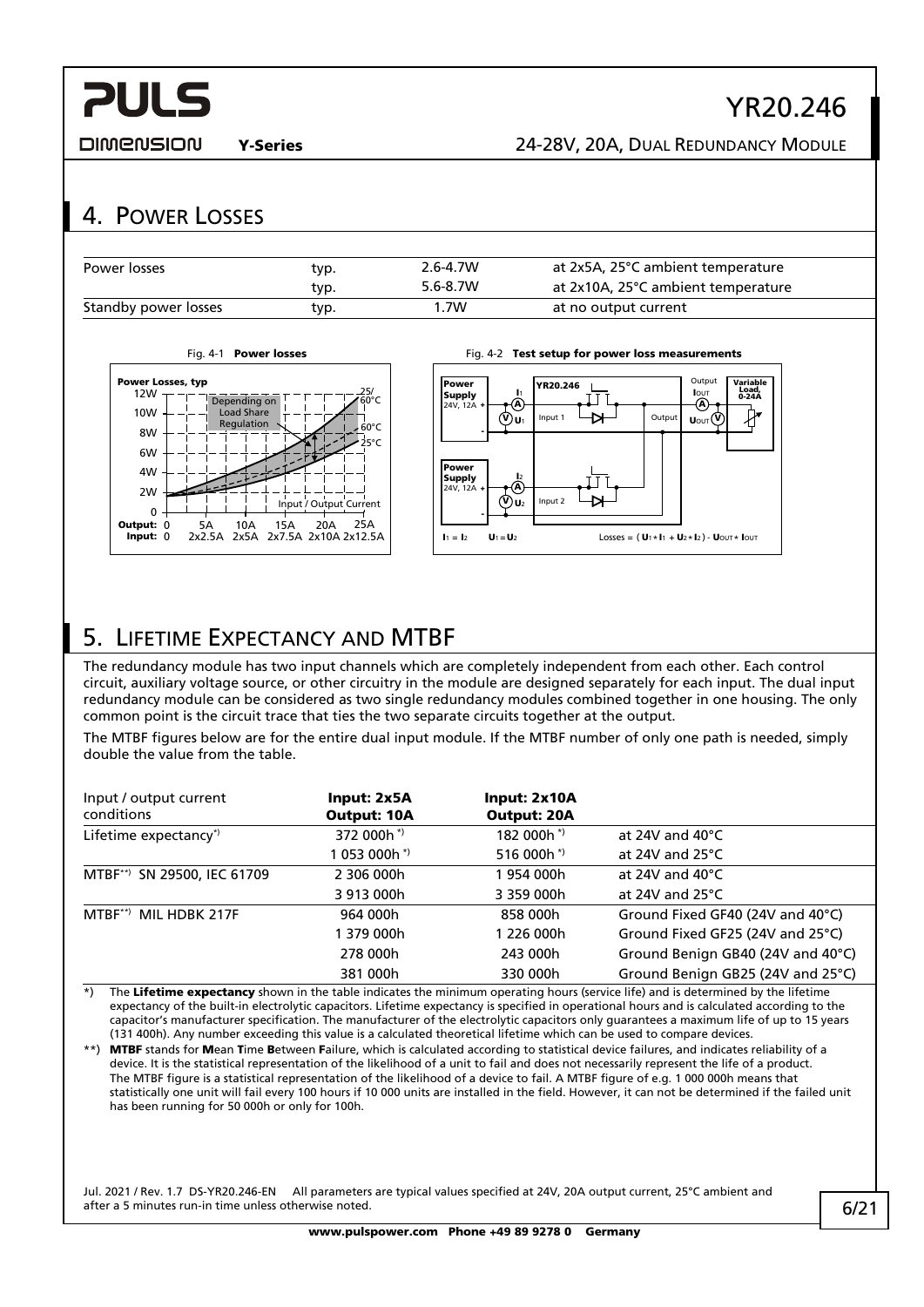## 4. Power Losses

| | | | |
|---|---|---|---|
| Power losses | typ. | 2.6-4.7W | at 2x5A, 25°C ambient temperature |
| | typ. | 5.6-8.7W | at 2x10A, 25°C ambient temperature |
| Standby power losses | typ. | 1.7W | at no output current |

Fig. 4-1 **Power losses**

Fig. 4-2 **Test setup for power loss measurements**

Losses = ( $U_1 * I_1 + U_2 * I_2$ ) - $U_{OUT} * I_{OUT}$

## 5. Lifetime Expectancy and MTBF

The redundancy module has two input channels which are completely independent from each other. Each control circuit, auxiliary voltage source, or other circuitry in the module are designed separately for each input. The dual input redundancy module can be considered as two single redundancy modules combined together in one housing. The only common point is the circuit trace that ties the two separate circuits together at the output.

The MTBF figures below are for the entire dual input module. If the MTBF number of only one path is needed, simply double the value from the table.

| Input / output current conditions | **Input: 2x5A Output: 10A** | **Input: 2x10A Output: 20A** | |
|---|---|---|---|
| Lifetime expectancy*) | 372 000h *) | 182 000h *) | at 24V and 40°C |
| | 1 053 000h *) | 516 000h *) | at 24V and 25°C |
| MTBF**) SN 29500, IEC 61709 | 2 306 000h | 1 954 000h | at 24V and 40°C |
| | 3 913 000h | 3 359 000h | at 24V and 25°C |
| MTBF**) MIL HDBK 217F | 964 000h | 858 000h | Ground Fixed GF40 (24V and 40°C) |
| | 1 379 000h | 1 226 000h | Ground Fixed GF25 (24V and 25°C) |
| | 278 000h | 243 000h | Ground Benign GB40 (24V and 40°C) |
| | 381 000h | 330 000h | Ground Benign GB25 (24V and 25°C) |

*) The **Lifetime expectancy** shown in the table indicates the minimum operating hours (service life) and is determined by the lifetime expectancy of the built-in electrolytic capacitors. Lifetime expectancy is specified in operational hours and is calculated according to the capacitor's manufacturer specification. The manufacturer of the electrolytic capacitors only guarantees a maximum life of up to 15 years (131 400h). Any number exceeding this value is a calculated theoretical lifetime which can be used to compare devices.

**) **MTBF** stands for **M**ean **T**ime **B**etween **F**ailure, which is calculated according to statistical device failures, and indicates reliability of a device. It is the statistical representation of the likelihood of a unit to fail and does not necessarily represent the life of a product. The MTBF figure is a statistical representation of the likelihood of a device to fail. A MTBF figure of e.g. 1 000 000h means that statistically one unit will fail every 100 hours if 10 000 units are installed in the field. However, it can not be determined if the failed unit has been running for 50 000h or only for 100h.

Jul. 2021 / Rev. 1.7 DS-YR20.246-EN All parameters are typical values specified at 24V, 20A output current, 25°C ambient and after a 5 minutes run-in time unless otherwise noted.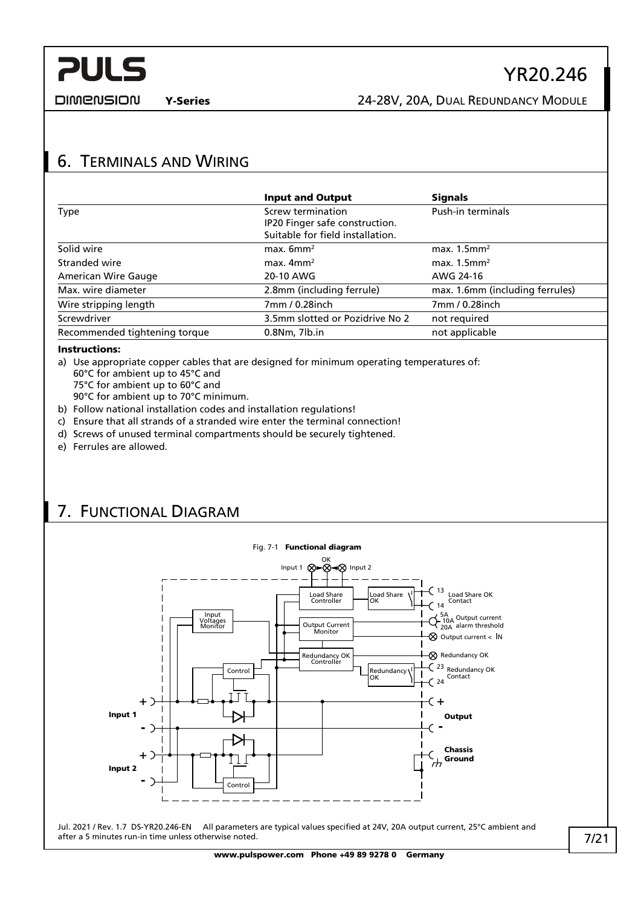## 6. Terminals and Wiring

| | **Input and Output** | **Signals** |
|---|---|---|
| Type | Screw termination<br>IP20 Finger safe construction.<br>Suitable for field installation. | Push-in terminals |
| Solid wire | max. 6mm² | max. 1.5mm² |
| Stranded wire | max. 4mm² | max. 1.5mm² |
| American Wire Gauge | 20-10 AWG | AWG 24-16 |
| Max. wire diameter | 2.8mm (including ferrule) | max. 1.6mm (including ferrules) |
| Wire stripping length | 7mm / 0.28inch | 7mm / 0.28inch |
| Screwdriver | 3.5mm slotted or Pozidrive No 2 | not required |
| Recommended tightening torque | 0.8Nm, 7lb.in | not applicable |

**Instructions:**

a) Use appropriate copper cables that are designed for minimum operating temperatures of:
   60°C for ambient up to 45°C and
   75°C for ambient up to 60°C and
   90°C for ambient up to 70°C minimum.

b) Follow national installation codes and installation regulations!

c) Ensure that all strands of a stranded wire enter the terminal connection!

d) Screws of unused terminal compartments should be securely tightened.

e) Ferrules are allowed.

## 7. Functional Diagram

Fig. 7-1 **Functional diagram**

Input 1 — OK — Input 2

Load Share Controller; Load Share OK; 13, 14 Load Share OK Contact

Input Voltages Monitor; Output Current Monitor; 5A / 10A / 20A Output current alarm threshold; Output current < IN

Redundancy OK Controller; Redundancy OK; Redundancy OK (LED); 23, 24 Redundancy OK Contact

Control; Control

**Input 1** + / -; **Input 2** + / -; **Output** + / -; **Chassis Ground**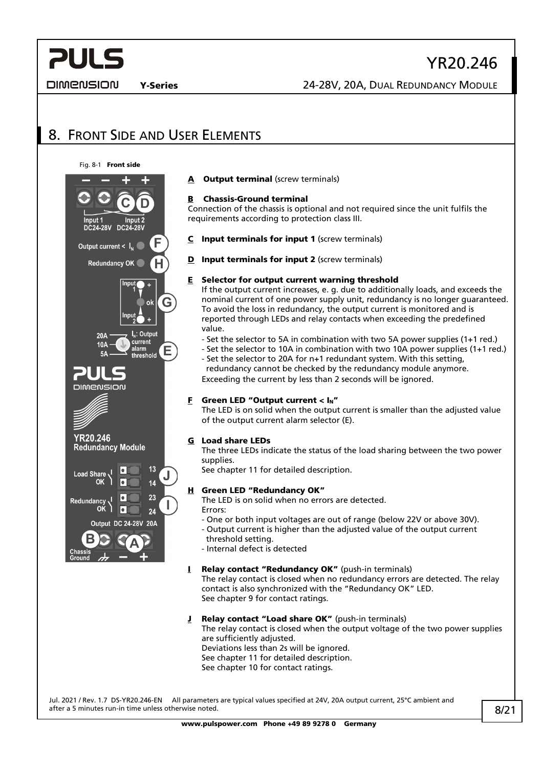## 8. Front Side and User Elements

Fig. 8-1 **Front side**

**A** **Output terminal** (screw terminals)

**B** **Chassis-Ground terminal**
Connection of the chassis is optional and not required since the unit fulfils the requirements according to protection class III.

**C** **Input terminals for input 1** (screw terminals)

**D** **Input terminals for input 2** (screw terminals)

**E** **Selector for output current warning threshold**
If the output current increases, e. g. due to additionally loads, and exceeds the nominal current of one power supply unit, redundancy is no longer guaranteed. To avoid the loss in redundancy, the output current is monitored and is reported through LEDs and relay contacts when exceeding the predefined value.
- Set the selector to 5A in combination with two 5A power supplies (1+1 red.)
- Set the selector to 10A in combination with two 10A power supplies (1+1 red.)
- Set the selector to 20A for n+1 redundant system. With this setting, redundancy cannot be checked by the redundancy module anymore.

Exceeding the current by less than 2 seconds will be ignored.

**F** **Green LED "Output current < $I_N$"**
The LED is on solid when the output current is smaller than the adjusted value of the output current alarm selector (E).

**G** **Load share LEDs**
The three LEDs indicate the status of the load sharing between the two power supplies.
See chapter 11 for detailed description.

**H** **Green LED "Redundancy OK"**
The LED is on solid when no errors are detected.
Errors:
- One or both input voltages are out of range (below 22V or above 30V).
- Output current is higher than the adjusted value of the output current threshold setting.
- Internal defect is detected

**I** **Relay contact "Redundancy OK"** (push-in terminals)
The relay contact is closed when no redundancy errors are detected. The relay contact is also synchronized with the "Redundancy OK" LED.
See chapter 9 for contact ratings.

**J** **Relay contact "Load share OK"** (push-in terminals)
The relay contact is closed when the output voltage of the two power supplies are sufficiently adjusted.
Deviations less than 2s will be ignored.
See chapter 11 for detailed description.
See chapter 10 for contact ratings.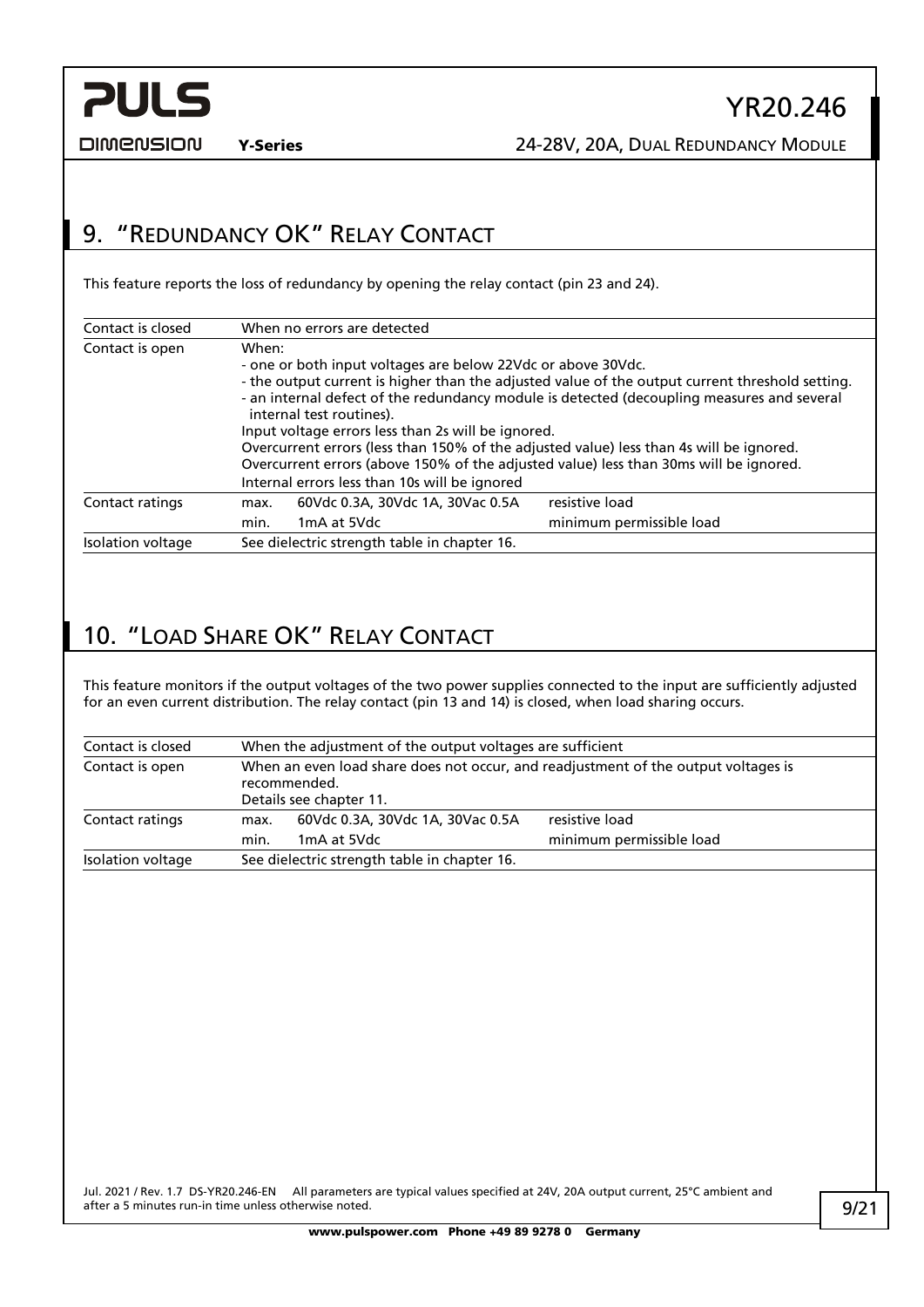## 9. "Redundancy OK" Relay Contact

This feature reports the loss of redundancy by opening the relay contact (pin 23 and 24).

| | | | |
|---|---|---|---|
| Contact is closed | When no errors are detected | | |
| Contact is open | When:<br>- one or both input voltages are below 22Vdc or above 30Vdc.<br>- the output current is higher than the adjusted value of the output current threshold setting.<br>- an internal defect of the redundancy module is detected (decoupling measures and several internal test routines).<br>Input voltage errors less than 2s will be ignored.<br>Overcurrent errors (less than 150% of the adjusted value) less than 4s will be ignored.<br>Overcurrent errors (above 150% of the adjusted value) less than 30ms will be ignored.<br>Internal errors less than 10s will be ignored | | |
| Contact ratings | max. | 60Vdc 0.3A, 30Vdc 1A, 30Vac 0.5A | resistive load |
| | min. | 1mA at 5Vdc | minimum permissible load |
| Isolation voltage | See dielectric strength table in chapter 16. | | |

## 10. "Load Share OK" Relay Contact

This feature monitors if the output voltages of the two power supplies connected to the input are sufficiently adjusted for an even current distribution. The relay contact (pin 13 and 14) is closed, when load sharing occurs.

| | | | |
|---|---|---|---|
| Contact is closed | When the adjustment of the output voltages are sufficient | | |
| Contact is open | When an even load share does not occur, and readjustment of the output voltages is recommended.<br>Details see chapter 11. | | |
| Contact ratings | max. | 60Vdc 0.3A, 30Vdc 1A, 30Vac 0.5A | resistive load |
| | min. | 1mA at 5Vdc | minimum permissible load |
| Isolation voltage | See dielectric strength table in chapter 16. | | |

Jul. 2021 / Rev. 1.7 DS-YR20.246-EN All parameters are typical values specified at 24V, 20A output current, 25°C ambient and after a 5 minutes run-in time unless otherwise noted.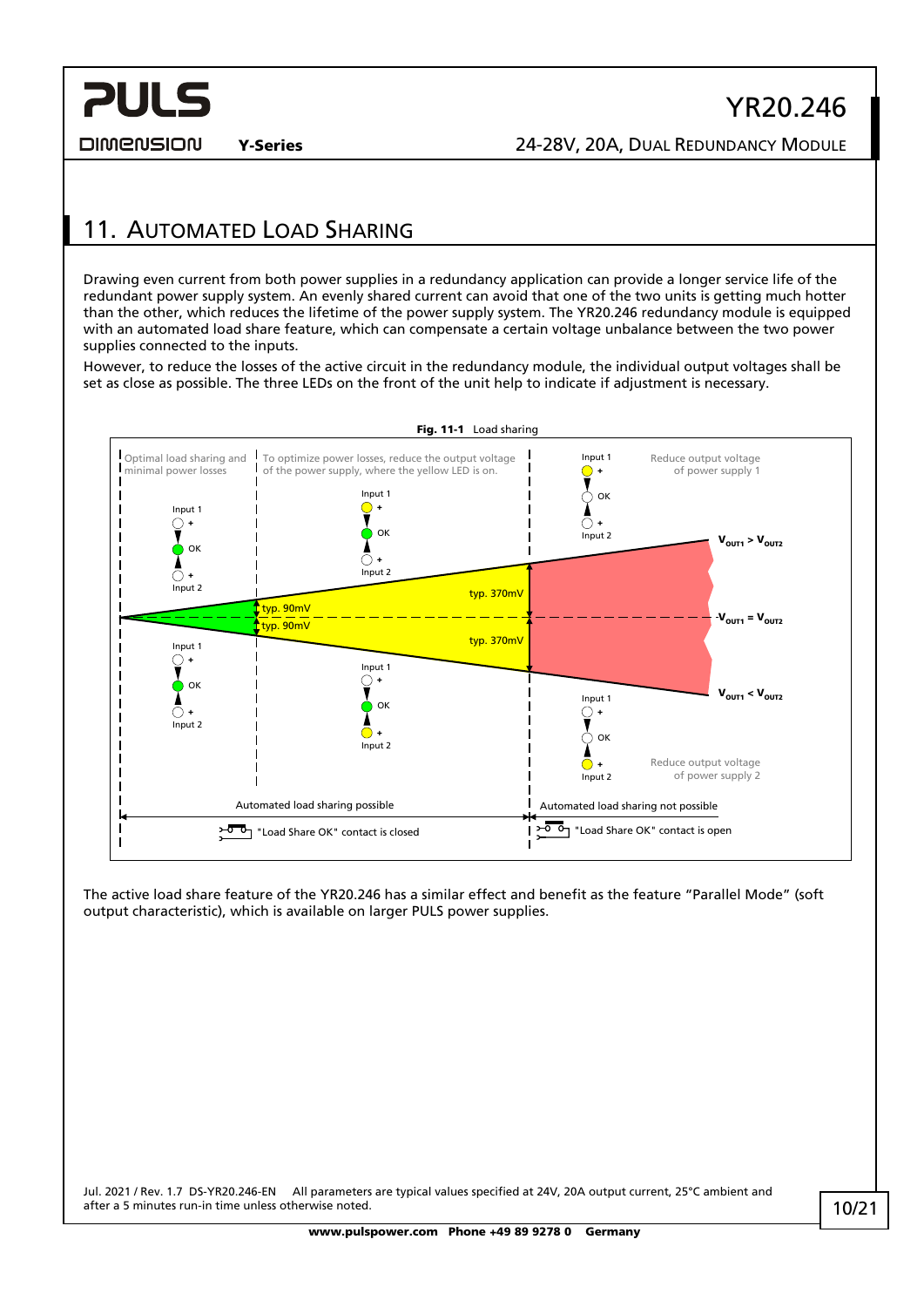# 11. Automated Load Sharing

Drawing even current from both power supplies in a redundancy application can provide a longer service life of the redundant power supply system. An evenly shared current can avoid that one of the two units is getting much hotter than the other, which reduces the lifetime of the power supply system. The YR20.246 redundancy module is equipped with an automated load share feature, which can compensate a certain voltage unbalance between the two power supplies connected to the inputs.

However, to reduce the losses of the active circuit in the redundancy module, the individual output voltages shall be set as close as possible. The three LEDs on the front of the unit help to indicate if adjustment is necessary.

**Fig. 11-1** Load sharing

Optimal load sharing and minimal power losses

To optimize power losses, reduce the output voltage of the power supply, where the yellow LED is on.

Reduce output voltage of power supply 1

Reduce output voltage of power supply 2

Input 1 | + | OK | + | Input 2

typ. 90mV

typ. 90mV

typ. 370mV

typ. 370mV

$V_{OUT1} > V_{OUT2}$

$V_{OUT1} = V_{OUT2}$

$V_{OUT1} < V_{OUT2}$

Automated load sharing possible — "Load Share OK" contact is closed

Automated load sharing not possible — "Load Share OK" contact is open

The active load share feature of the YR20.246 has a similar effect and benefit as the feature "Parallel Mode" (soft output characteristic), which is available on larger PULS power supplies.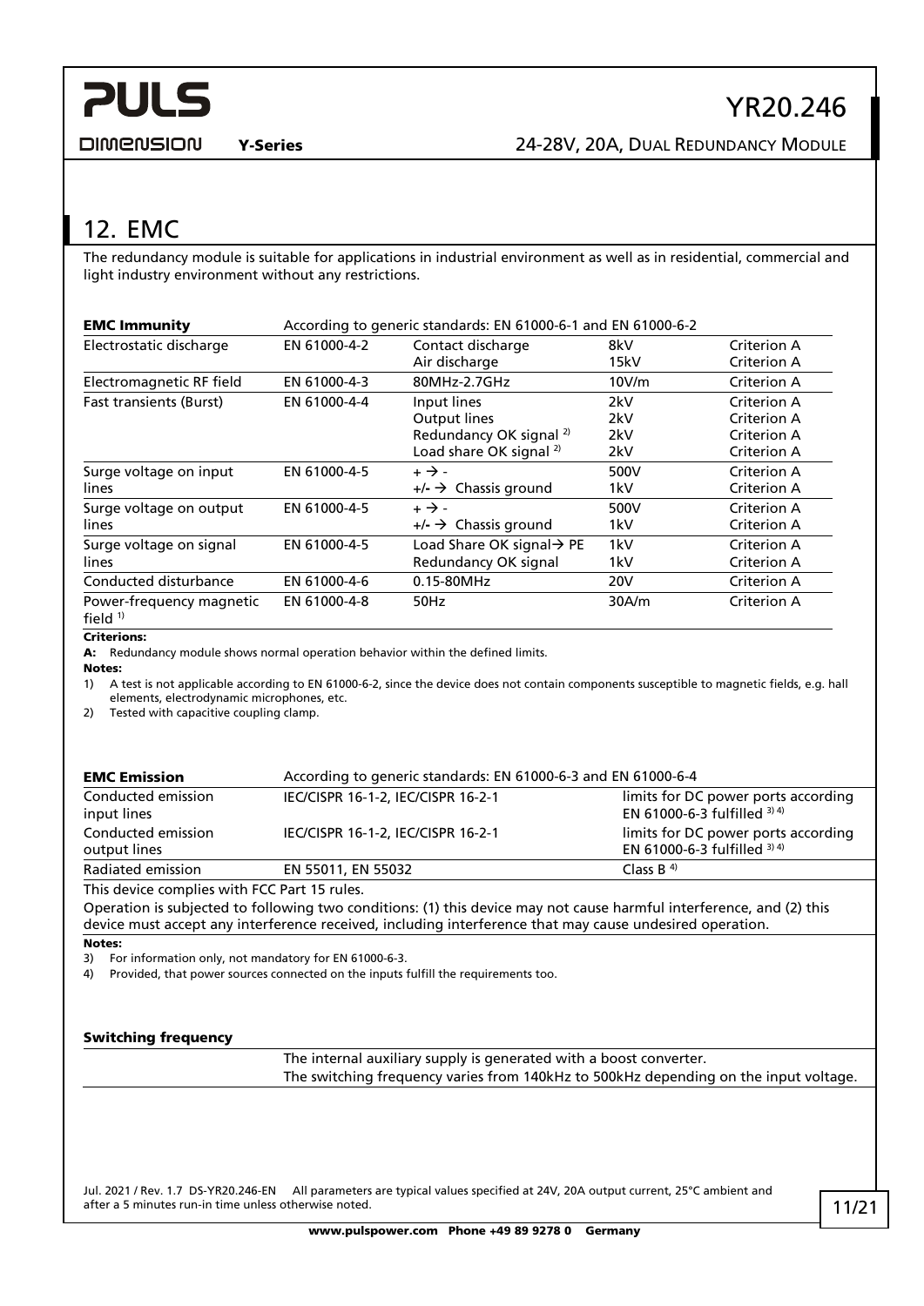## 12. EMC

The redundancy module is suitable for applications in industrial environment as well as in residential, commercial and light industry environment without any restrictions.

| **EMC Immunity** | According to generic standards: EN 61000-6-1 and EN 61000-6-2 | | | |
|---|---|---|---|---|
| Electrostatic discharge | EN 61000-4-2 | Contact discharge<br>Air discharge | 8kV<br>15kV | Criterion A<br>Criterion A |
| Electromagnetic RF field | EN 61000-4-3 | 80MHz-2.7GHz | 10V/m | Criterion A |
| Fast transients (Burst) | EN 61000-4-4 | Input lines<br>Output lines<br>Redundancy OK signal [2]<br>Load share OK signal [2] | 2kV<br>2kV<br>2kV<br>2kV | Criterion A<br>Criterion A<br>Criterion A<br>Criterion A |
| Surge voltage on input lines | EN 61000-4-5 | + → -<br>+/- → Chassis ground | 500V<br>1kV | Criterion A<br>Criterion A |
| Surge voltage on output lines | EN 61000-4-5 | + → -<br>+/- → Chassis ground | 500V<br>1kV | Criterion A<br>Criterion A |
| Surge voltage on signal lines | EN 61000-4-5 | Load Share OK signal→ PE<br>Redundancy OK signal | 1kV<br>1kV | Criterion A<br>Criterion A |
| Conducted disturbance | EN 61000-4-6 | 0.15-80MHz | 20V | Criterion A |
| Power-frequency magnetic field [1] | EN 61000-4-8 | 50Hz | 30A/m | Criterion A |

**Criterions:**

**A:** Redundancy module shows normal operation behavior within the defined limits.

**Notes:**

1) A test is not applicable according to EN 61000-6-2, since the device does not contain components susceptible to magnetic fields, e.g. hall elements, electrodynamic microphones, etc.
2) Tested with capacitive coupling clamp.

| **EMC Emission** | According to generic standards: EN 61000-6-3 and EN 61000-6-4 | |
|---|---|---|
| Conducted emission input lines | IEC/CISPR 16-1-2, IEC/CISPR 16-2-1 | limits for DC power ports according EN 61000-6-3 fulfilled [3,4] |
| Conducted emission output lines | IEC/CISPR 16-1-2, IEC/CISPR 16-2-1 | limits for DC power ports according EN 61000-6-3 fulfilled [3,4] |
| Radiated emission | EN 55011, EN 55032 | Class B [4] |

This device complies with FCC Part 15 rules.

Operation is subjected to following two conditions: (1) this device may not cause harmful interference, and (2) this device must accept any interference received, including interference that may cause undesired operation.

**Notes:**

3) For information only, not mandatory for EN 61000-6-3.
4) Provided, that power sources connected on the inputs fulfill the requirements too.

**Switching frequency**

The internal auxiliary supply is generated with a boost converter.
The switching frequency varies from 140kHz to 500kHz depending on the input voltage.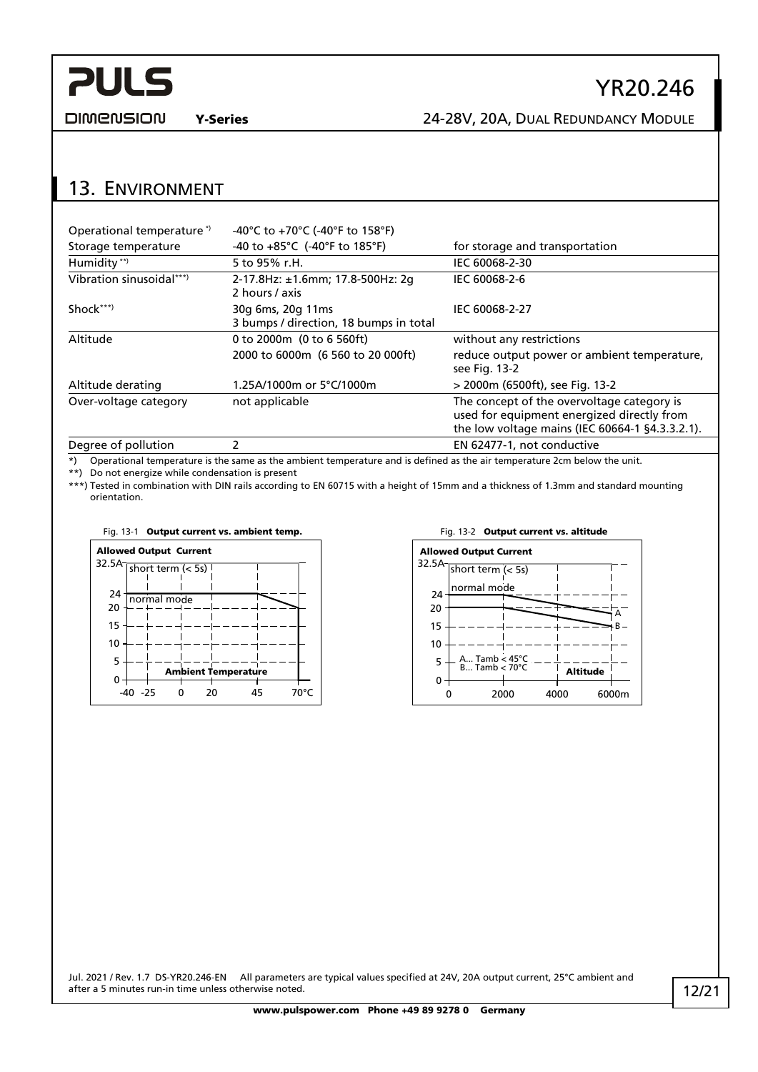## 13. Environment

| | | |
|---|---|---|
| Operational temperature *) | -40°C to +70°C (-40°F to 158°F) | |
| Storage temperature | -40 to +85°C (-40°F to 185°F) | for storage and transportation |
| Humidity **) | 5 to 95% r.H. | IEC 60068-2-30 |
| Vibration sinusoidal***) | 2-17.8Hz: ±1.6mm; 17.8-500Hz: 2g<br>2 hours / axis | IEC 60068-2-6 |
| Shock***) | 30g 6ms, 20g 11ms<br>3 bumps / direction, 18 bumps in total | IEC 60068-2-27 |
| Altitude | 0 to 2000m (0 to 6 560ft) | without any restrictions |
| | 2000 to 6000m (6 560 to 20 000ft) | reduce output power or ambient temperature, see Fig. 13-2 |
| Altitude derating | 1.25A/1000m or 5°C/1000m | > 2000m (6500ft), see Fig. 13-2 |
| Over-voltage category | not applicable | The concept of the overvoltage category is used for equipment energized directly from the low voltage mains (IEC 60664-1 §4.3.3.2.1). |
| Degree of pollution | 2 | EN 62477-1, not conductive |

*) Operational temperature is the same as the ambient temperature and is defined as the air temperature 2cm below the unit.
**) Do not energize while condensation is present
***) Tested in combination with DIN rails according to EN 60715 with a height of 15mm and a thickness of 1.3mm and standard mounting orientation.

Fig. 13-1 **Output current vs. ambient temp.**

Fig. 13-2 **Output current vs. altitude**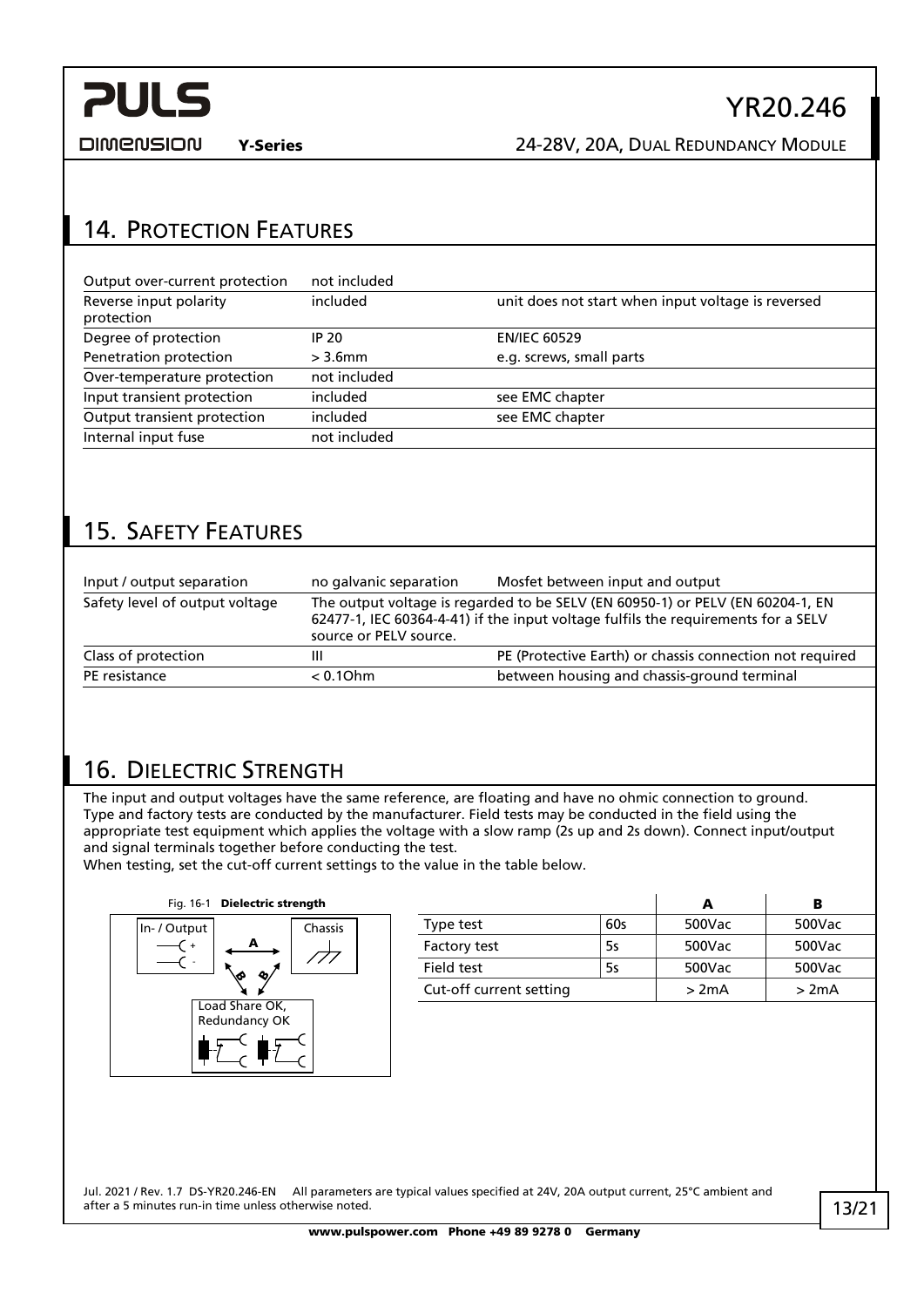## 14. Protection Features

| | | |
|---|---|---|
| Output over-current protection | not included | |
| Reverse input polarity protection | included | unit does not start when input voltage is reversed |
| Degree of protection | IP 20 | EN/IEC 60529 |
| Penetration protection | > 3.6mm | e.g. screws, small parts |
| Over-temperature protection | not included | |
| Input transient protection | included | see EMC chapter |
| Output transient protection | included | see EMC chapter |
| Internal input fuse | not included | |

## 15. Safety Features

| | | |
|---|---|---|
| Input / output separation | no galvanic separation | Mosfet between input and output |
| Safety level of output voltage | The output voltage is regarded to be SELV (EN 60950-1) or PELV (EN 60204-1, EN 62477-1, IEC 60364-4-41) if the input voltage fulfils the requirements for a SELV source or PELV source. | |
| Class of protection | III | PE (Protective Earth) or chassis connection not required |
| PE resistance | < 0.1Ohm | between housing and chassis-ground terminal |

## 16. Dielectric Strength

The input and output voltages have the same reference, are floating and have no ohmic connection to ground. Type and factory tests are conducted by the manufacturer. Field tests may be conducted in the field using the appropriate test equipment which applies the voltage with a slow ramp (2s up and 2s down). Connect input/output and signal terminals together before conducting the test.
When testing, set the cut-off current settings to the value in the table below.

Fig. 16-1 **Dielectric strength**

In- / Output, Chassis, Load Share OK, Redundancy OK

| | | A | B |
|---|---|---|---|
| Type test | 60s | 500Vac | 500Vac |
| Factory test | 5s | 500Vac | 500Vac |
| Field test | 5s | 500Vac | 500Vac |
| Cut-off current setting | | > 2mA | > 2mA |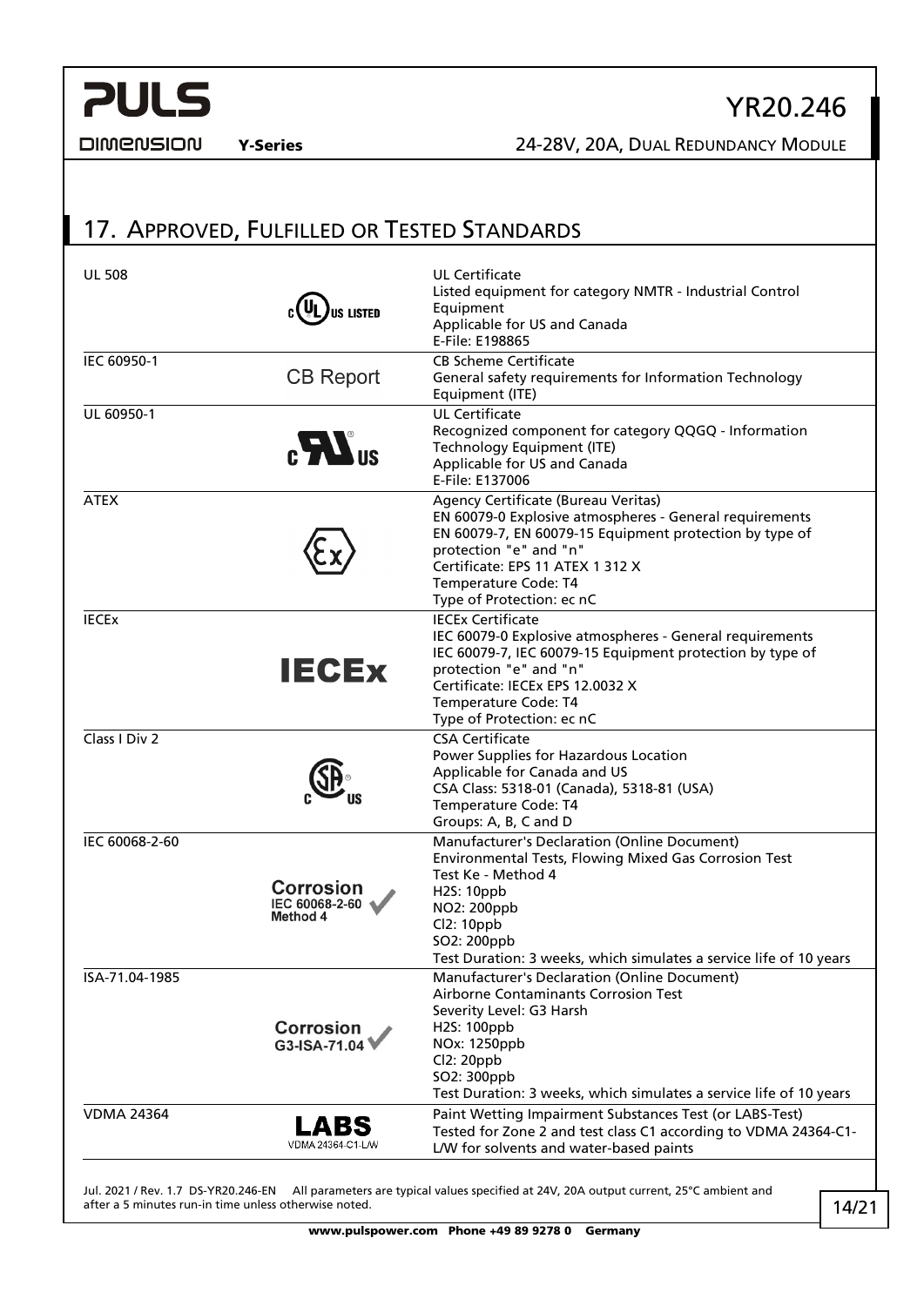## 17. Approved, Fulfilled or Tested Standards

| Standard | Mark | Description |
|---|---|---|
| UL 508 | c UL US LISTED | UL Certificate<br>Listed equipment for category NMTR - Industrial Control Equipment<br>Applicable for US and Canada<br>E-File: E198865 |
| IEC 60950-1 | CB Report | CB Scheme Certificate<br>General safety requirements for Information Technology Equipment (ITE) |
| UL 60950-1 | c RU US | UL Certificate<br>Recognized component for category QQGQ - Information Technology Equipment (ITE)<br>Applicable for US and Canada<br>E-File: E137006 |
| ATEX | Ex | Agency Certificate (Bureau Veritas)<br>EN 60079-0 Explosive atmospheres - General requirements<br>EN 60079-7, EN 60079-15 Equipment protection by type of protection "e" and "n"<br>Certificate: EPS 11 ATEX 1 312 X<br>Temperature Code: T4<br>Type of Protection: ec nC |
| IECEx | IECEx | IECEx Certificate<br>IEC 60079-0 Explosive atmospheres - General requirements<br>IEC 60079-7, IEC 60079-15 Equipment protection by type of protection "e" and "n"<br>Certificate: IECEx EPS 12.0032 X<br>Temperature Code: T4<br>Type of Protection: ec nC |
| Class I Div 2 | c SP US | CSA Certificate<br>Power Supplies for Hazardous Location<br>Applicable for Canada and US<br>CSA Class: 5318-01 (Canada), 5318-81 (USA)<br>Temperature Code: T4<br>Groups: A, B, C and D |
| IEC 60068-2-60 | Corrosion IEC 60068-2-60 Method 4 | Manufacturer's Declaration (Online Document)<br>Environmental Tests, Flowing Mixed Gas Corrosion Test<br>Test Ke - Method 4<br>$H_2S$: 10ppb<br>$NO_2$: 200ppb<br>$Cl_2$: 10ppb<br>$SO_2$: 200ppb<br>Test Duration: 3 weeks, which simulates a service life of 10 years |
| ISA-71.04-1985 | Corrosion G3-ISA-71.04 | Manufacturer's Declaration (Online Document)<br>Airborne Contaminants Corrosion Test<br>Severity Level: G3 Harsh<br>$H_2S$: 100ppb<br>$NO_x$: 1250ppb<br>$Cl_2$: 20ppb<br>$SO_2$: 300ppb<br>Test Duration: 3 weeks, which simulates a service life of 10 years |
| VDMA 24364 | LABS VDMA 24364-C1-L/W | Paint Wetting Impairment Substances Test (or LABS-Test)<br>Tested for Zone 2 and test class C1 according to VDMA 24364-C1-L/W for solvents and water-based paints |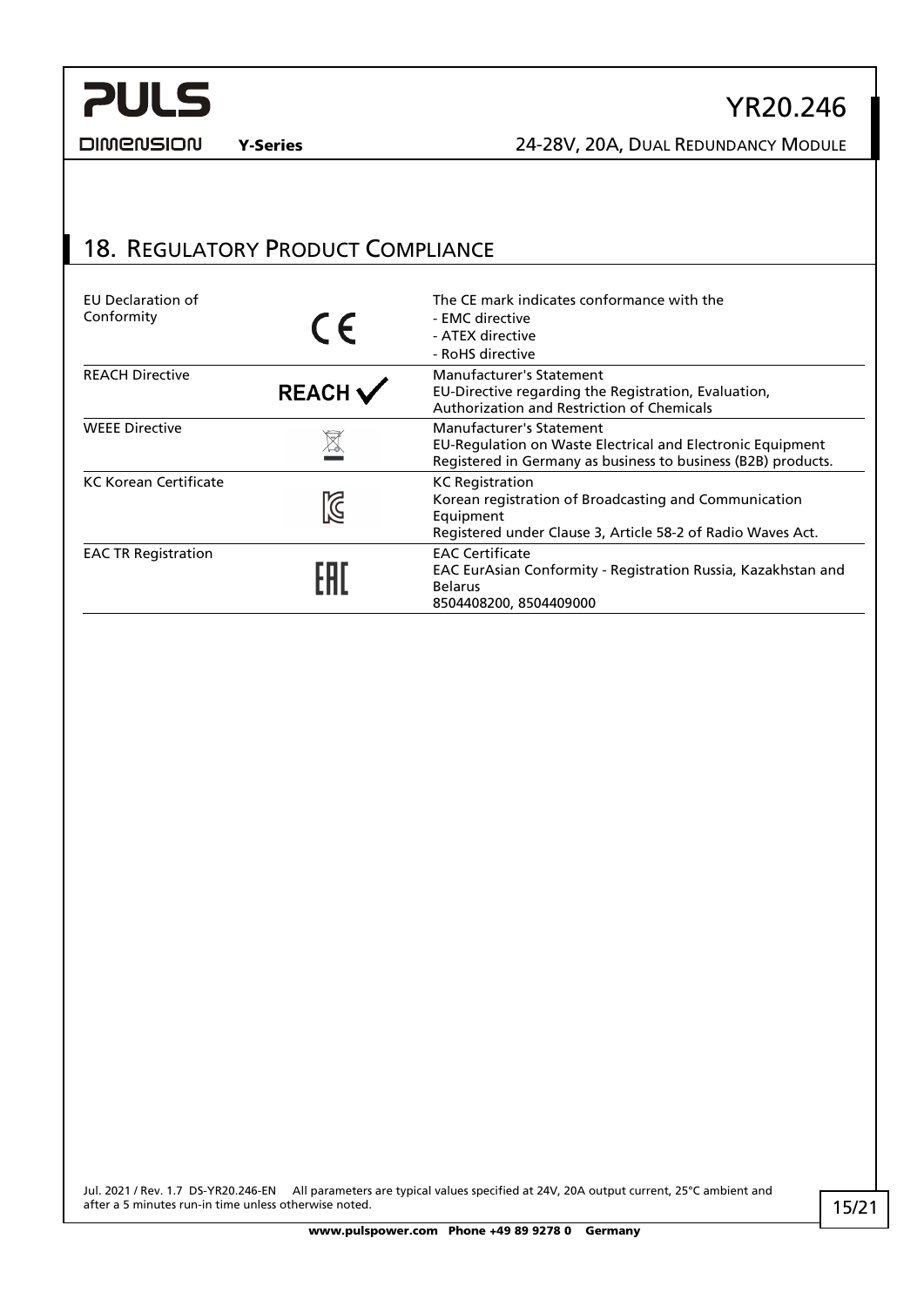## 18. Regulatory Product Compliance

| | | |
|---|---|---|
| EU Declaration of Conformity | CE | The CE mark indicates conformance with the<br>- EMC directive<br>- ATEX directive<br>- RoHS directive |
| REACH Directive | REACH ✓ | Manufacturer's Statement<br>EU-Directive regarding the Registration, Evaluation, Authorization and Restriction of Chemicals |
| WEEE Directive | | Manufacturer's Statement<br>EU-Regulation on Waste Electrical and Electronic Equipment<br>Registered in Germany as business to business (B2B) products. |
| KC Korean Certificate | | KC Registration<br>Korean registration of Broadcasting and Communication Equipment<br>Registered under Clause 3, Article 58-2 of Radio Waves Act. |
| EAC TR Registration | EAC | EAC Certificate<br>EAC EurAsian Conformity - Registration Russia, Kazakhstan and Belarus<br>8504408200, 8504409000 |

Jul. 2021 / Rev. 1.7 DS-YR20.246-EN All parameters are typical values specified at 24V, 20A output current, 25°C ambient and after a 5 minutes run-in time unless otherwise noted.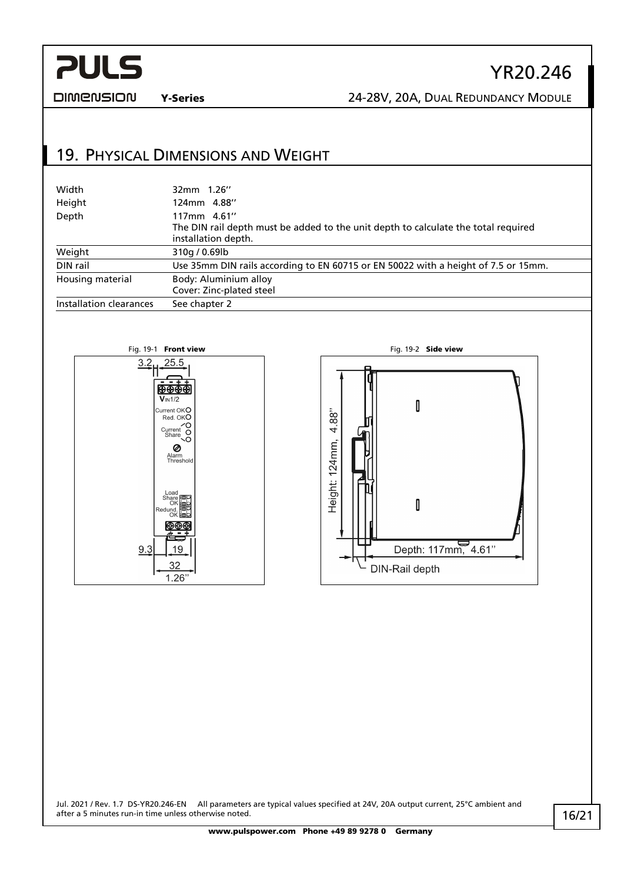## 19. Physical Dimensions and Weight

| | |
|---|---|
| Width | 32mm 1.26'' |
| Height | 124mm 4.88'' |
| Depth | 117mm 4.61''<br>The DIN rail depth must be added to the unit depth to calculate the total required installation depth. |
| Weight | 310g / 0.69lb |
| DIN rail | Use 35mm DIN rails according to EN 60715 or EN 50022 with a height of 7.5 or 15mm. |
| Housing material | Body: Aluminium alloy<br>Cover: Zinc-plated steel |
| Installation clearances | See chapter 2 |

Fig. 19-1 **Front view**

Fig. 19-2 **Side view**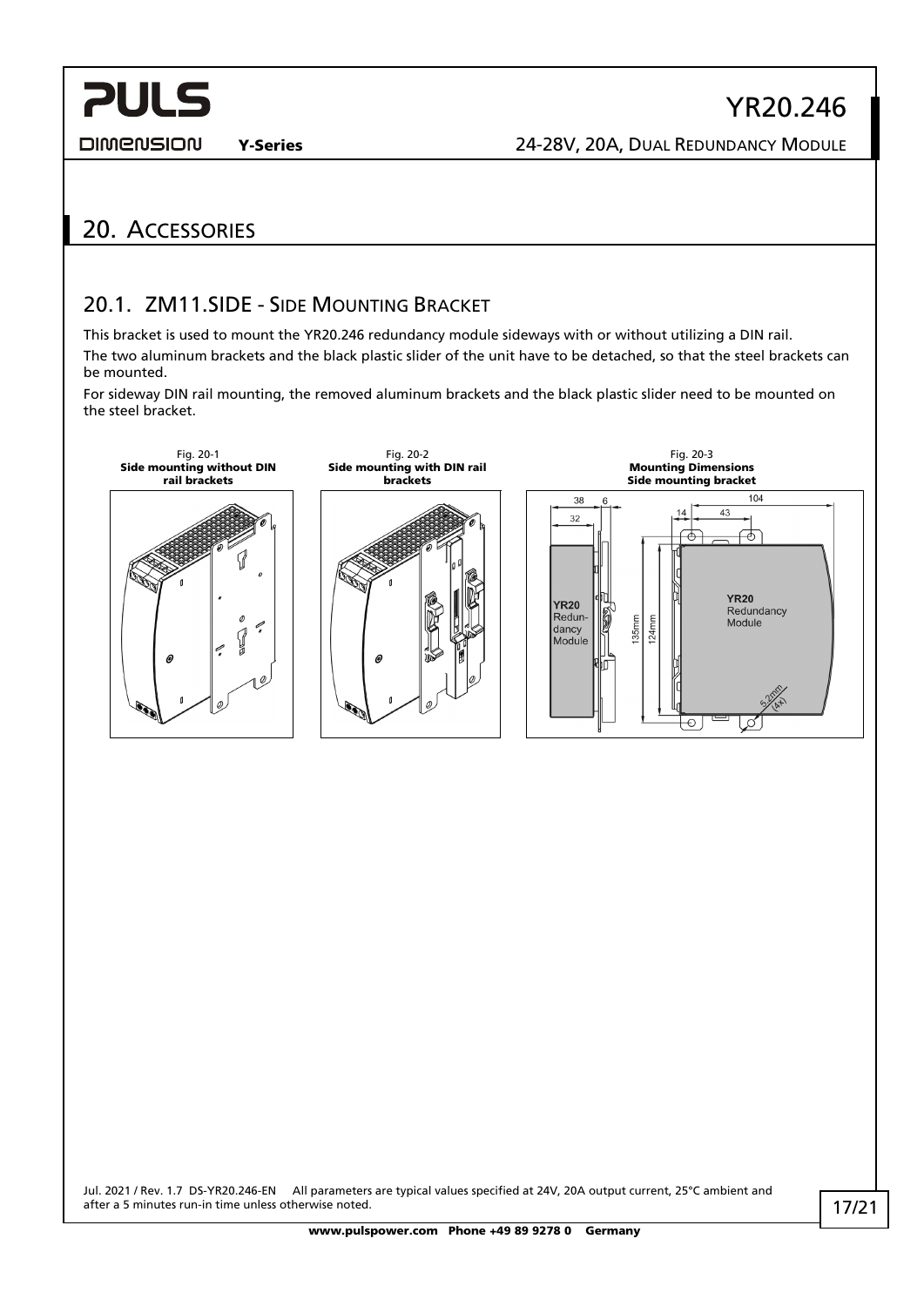# 20. Accessories

## 20.1. ZM11.SIDE - Side Mounting Bracket

This bracket is used to mount the YR20.246 redundancy module sideways with or without utilizing a DIN rail.

The two aluminum brackets and the black plastic slider of the unit have to be detached, so that the steel brackets can be mounted.

For sideway DIN rail mounting, the removed aluminum brackets and the black plastic slider need to be mounted on the steel bracket.

Fig. 20-1
**Side mounting without DIN rail brackets**

Fig. 20-2
**Side mounting with DIN rail brackets**

Fig. 20-3
**Mounting Dimensions Side mounting bracket**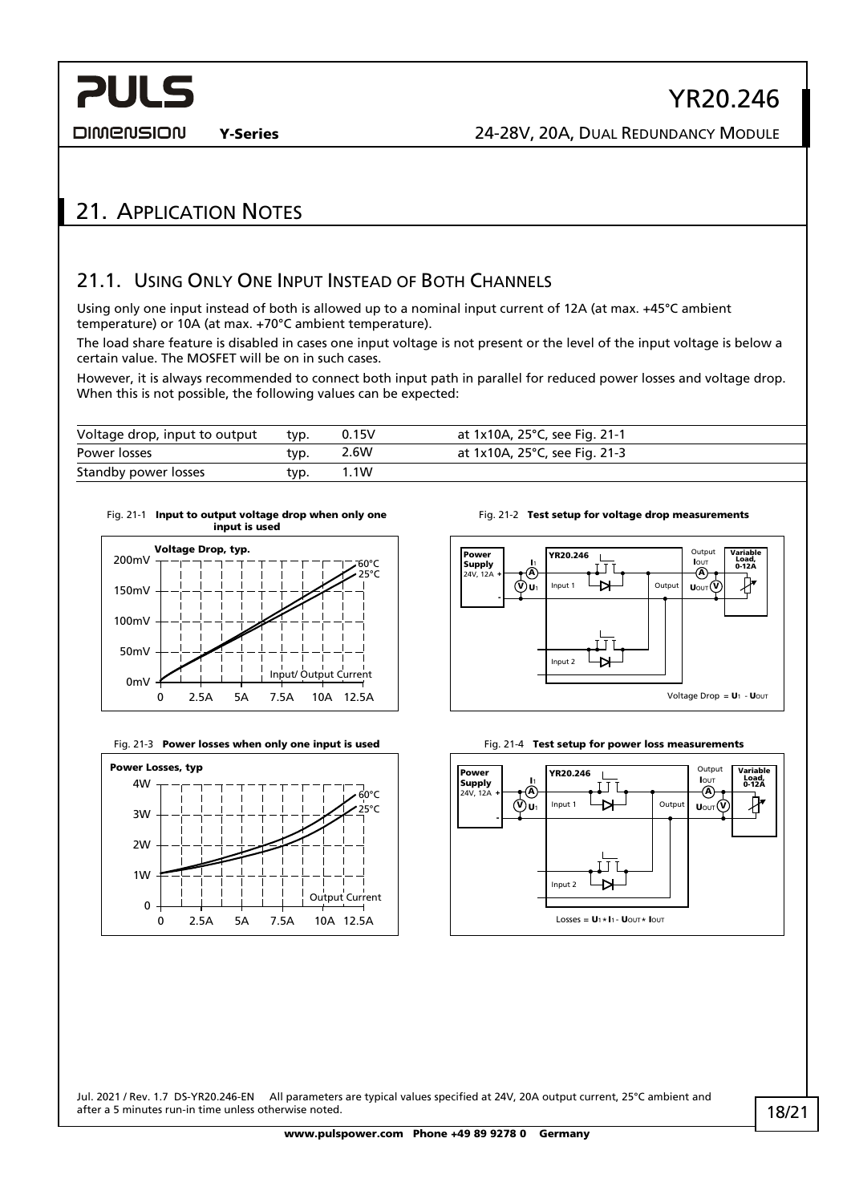# 21. Application Notes

## 21.1. Using Only One Input Instead of Both Channels

Using only one input instead of both is allowed up to a nominal input current of 12A (at max. +45°C ambient temperature) or 10A (at max. +70°C ambient temperature).

The load share feature is disabled in cases one input voltage is not present or the level of the input voltage is below a certain value. The MOSFET will be on in such cases.

However, it is always recommended to connect both input path in parallel for reduced power losses and voltage drop. When this is not possible, the following values can be expected:

| | | | |
|---|---|---|---|
| Voltage drop, input to output | typ. | 0.15V | at 1x10A, 25°C, see Fig. 21-1 |
| Power losses | typ. | 2.6W | at 1x10A, 25°C, see Fig. 21-3 |
| Standby power losses | typ. | 1.1W | |

Fig. 21-1 **Input to output voltage drop when only one input is used**

Fig. 21-2 **Test setup for voltage drop measurements**

Voltage Drop = $U_1 - U_{OUT}$

Fig. 21-3 **Power losses when only one input is used**

Fig. 21-4 **Test setup for power loss measurements**

Losses = $U_1 \cdot I_1 - U_{OUT} \cdot I_{OUT}$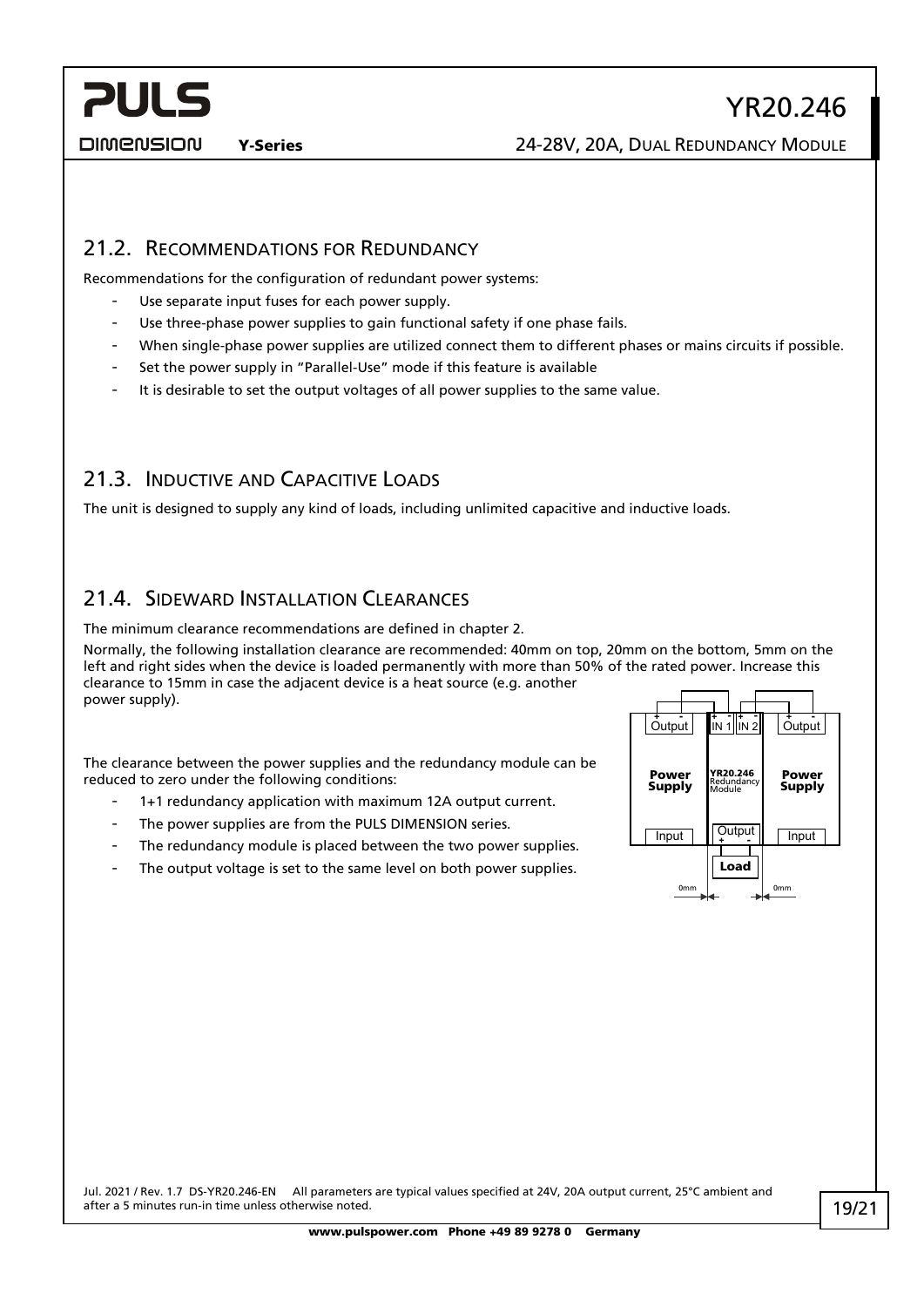## 21.2. Recommendations for Redundancy

Recommendations for the configuration of redundant power systems:

- Use separate input fuses for each power supply.
- Use three-phase power supplies to gain functional safety if one phase fails.
- When single-phase power supplies are utilized connect them to different phases or mains circuits if possible.
- Set the power supply in "Parallel-Use" mode if this feature is available
- It is desirable to set the output voltages of all power supplies to the same value.

## 21.3. Inductive and Capacitive Loads

The unit is designed to supply any kind of loads, including unlimited capacitive and inductive loads.

## 21.4. Sideward Installation Clearances

The minimum clearance recommendations are defined in chapter 2.

Normally, the following installation clearance are recommended: 40mm on top, 20mm on the bottom, 5mm on the left and right sides when the device is loaded permanently with more than 50% of the rated power. Increase this clearance to 15mm in case the adjacent device is a heat source (e.g. another power supply).

The clearance between the power supplies and the redundancy module can be reduced to zero under the following conditions:

- 1+1 redundancy application with maximum 12A output current.
- The power supplies are from the PULS DIMENSION series.
- The redundancy module is placed between the two power supplies.
- The output voltage is set to the same level on both power supplies.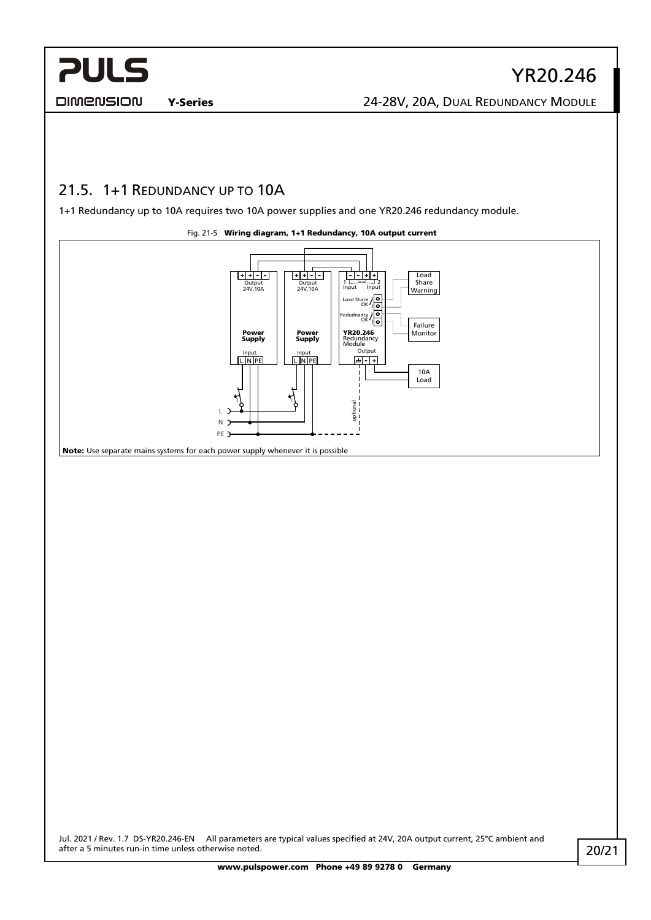## 21.5. 1+1 Redundancy up to 10A

1+1 Redundancy up to 10A requires two 10A power supplies and one YR20.246 redundancy module.

Fig. 21-5 **Wiring diagram, 1+1 Redundancy, 10A output current**

**Note:** Use separate mains systems for each power supply whenever it is possible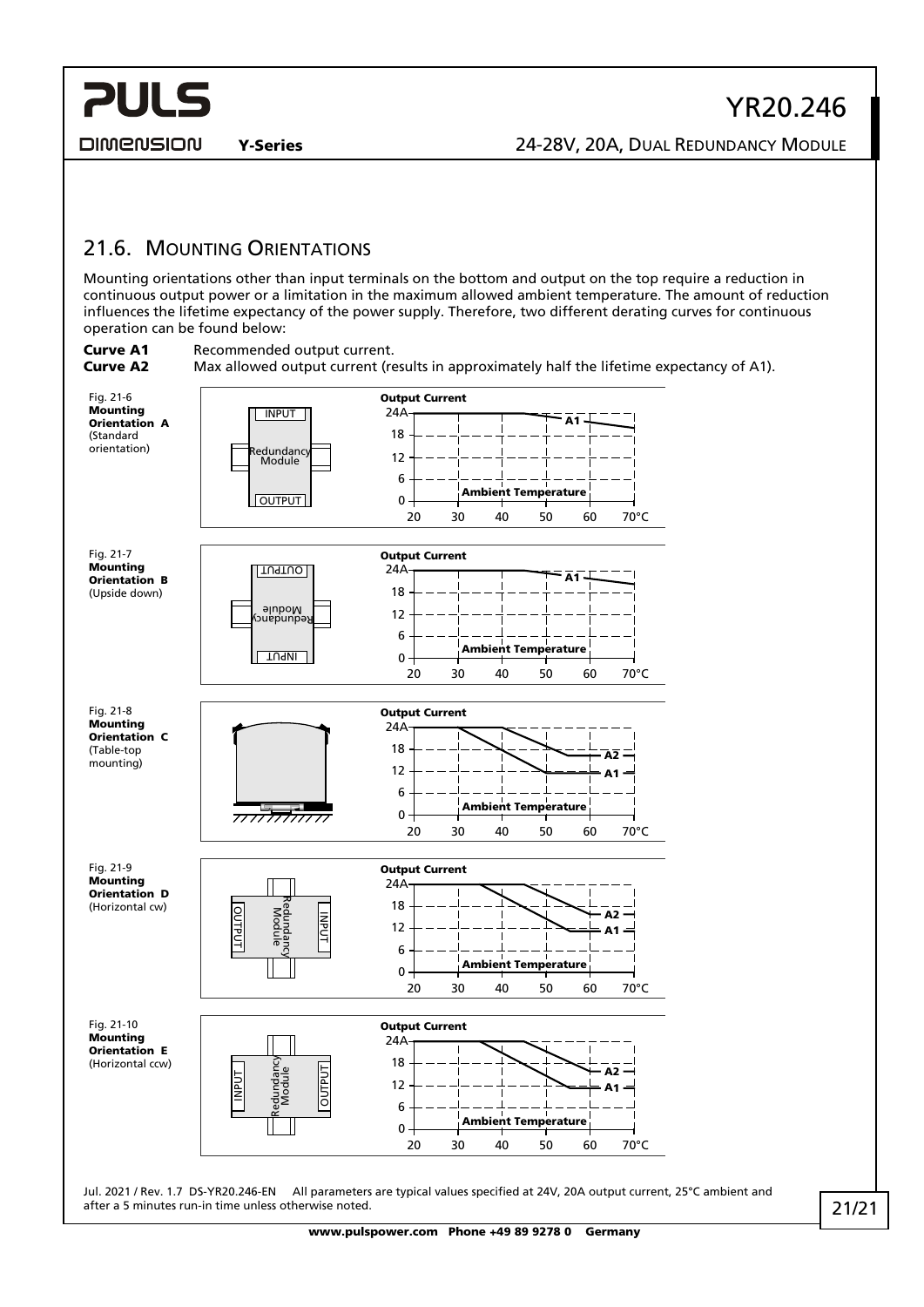## 21.6. Mounting Orientations

Mounting orientations other than input terminals on the bottom and output on the top require a reduction in continuous output power or a limitation in the maximum allowed ambient temperature. The amount of reduction influences the lifetime expectancy of the power supply. Therefore, two different derating curves for continuous operation can be found below:

**Curve A1** Recommended output current.
**Curve A2** Max allowed output current (results in approximately half the lifetime expectancy of A1).

Fig. 21-6
**Mounting Orientation A**
(Standard orientation)

INPUT
Redundancy Module
OUTPUT

Output Current
24A
18
12
6
0
A1
Ambient Temperature
20 30 40 50 60 70°C

Fig. 21-7
**Mounting Orientation B**
(Upside down)

OUTPUT
Redundancy Module
INPUT

Output Current
24A
18
12
6
0
A1
Ambient Temperature
20 30 40 50 60 70°C

Fig. 21-8
**Mounting Orientation C**
(Table-top mounting)

Output Current
24A
18
12
6
0
A2
A1
Ambient Temperature
20 30 40 50 60 70°C

Fig. 21-9
**Mounting Orientation D**
(Horizontal cw)

OUTPUT
Redundancy Module
INPUT

Output Current
24A
18
12
6
0
A2
A1
Ambient Temperature
20 30 40 50 60 70°C

Fig. 21-10
**Mounting Orientation E**
(Horizontal ccw)

INPUT
Redundancy Module
OUTPUT

Output Current
24A
18
12
6
0
A2
A1
Ambient Temperature
20 30 40 50 60 70°C